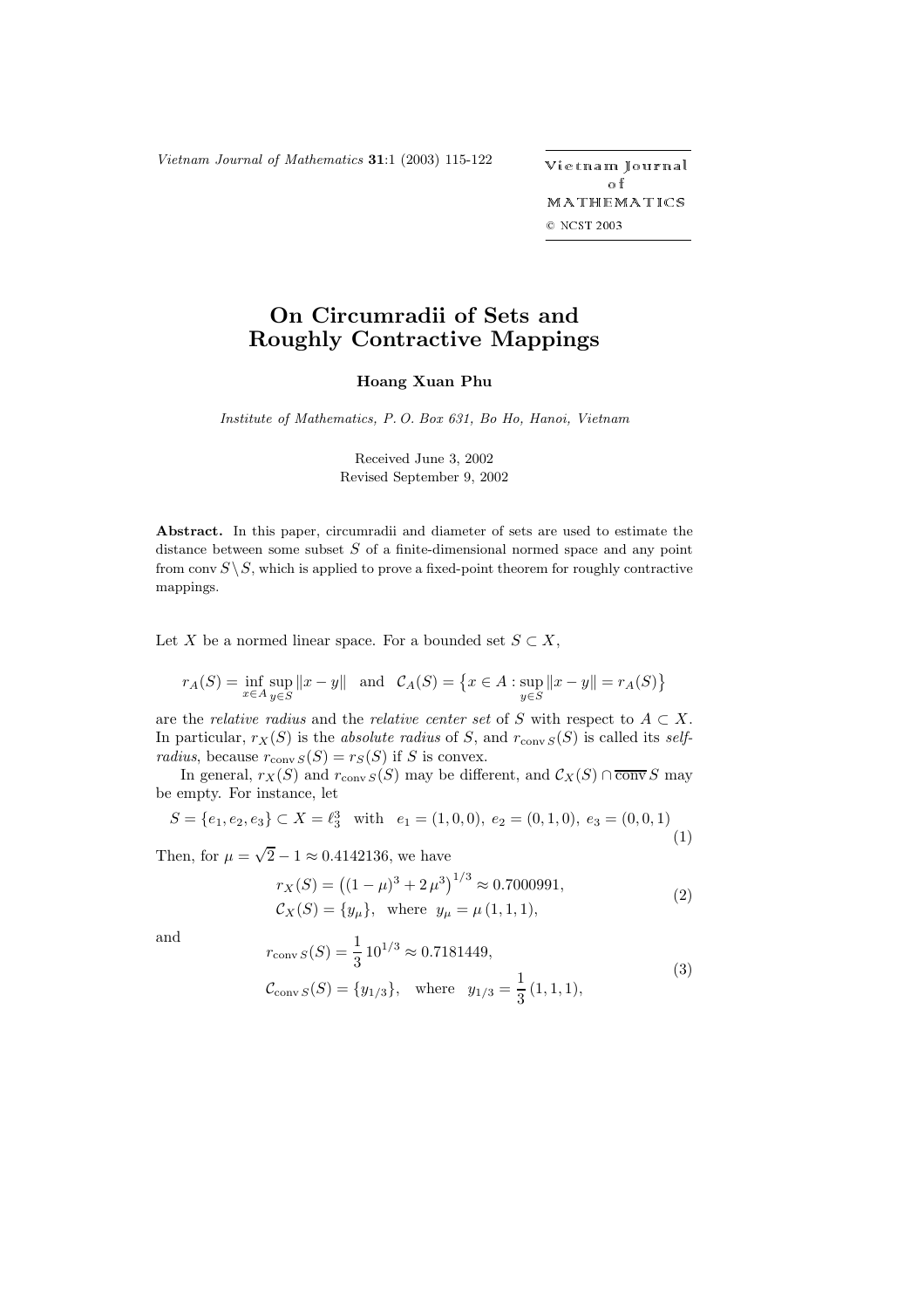# On Circumradii of Sets and Roughly Contractive Mappings

**Hoang Xuan Phu**

*Institute of Mathematics, P. O. Box 631, Bo Ho, Hanoi, Vietnam*

Received June 3, 2002
Revised September 9, 2002

**Abstract.** In this paper, circumradii and diameter of sets are used to estimate the distance between some subset $S$ of a finite-dimensional normed space and any point from $\operatorname{conv} S \setminus S$, which is applied to prove a fixed-point theorem for roughly contractive mappings.

Let $X$ be a normed linear space. For a bounded set $S \subset X$,

$$r_A(S) = \inf_{x \in A} \sup_{y \in S} \|x - y\| \quad \text{and} \quad \mathcal{C}_A(S) = \big\{ x \in A : \sup_{y \in S} \|x - y\| = r_A(S) \big\}$$

are the *relative radius* and the *relative center set* of $S$ with respect to $A \subset X$. In particular, $r_X(S)$ is the *absolute radius* of $S$, and $r_{\operatorname{conv} S}(S)$ is called its *self-radius*, because $r_{\operatorname{conv} S}(S) = r_S(S)$ if $S$ is convex.

In general, $r_X(S)$ and $r_{\operatorname{conv} S}(S)$ may be different, and $\mathcal{C}_X(S) \cap \overline{\operatorname{conv}}\, S$ may be empty. For instance, let

$$S = \{e_1, e_2, e_3\} \subset X = \ell_3^3 \quad \text{with} \quad e_1 = (1,0,0),\ e_2 = (0,1,0),\ e_3 = (0,0,1) \tag{1}$$

Then, for $\mu = \sqrt{2} - 1 \approx 0.4142136$, we have

$$\begin{aligned} r_X(S) &= \big((1-\mu)^3 + 2\,\mu^3\big)^{1/3} \approx 0.7000991, \\ \mathcal{C}_X(S) &= \{y_\mu\}, \quad \text{where} \ \ y_\mu = \mu\,(1,1,1), \end{aligned} \tag{2}$$

and

$$\begin{aligned} r_{\operatorname{conv} S}(S) &= \frac{1}{3}\, 10^{1/3} \approx 0.7181449, \\ \mathcal{C}_{\operatorname{conv} S}(S) &= \{y_{1/3}\}, \quad \text{where} \quad y_{1/3} = \frac{1}{3}\,(1,1,1), \end{aligned} \tag{3}$$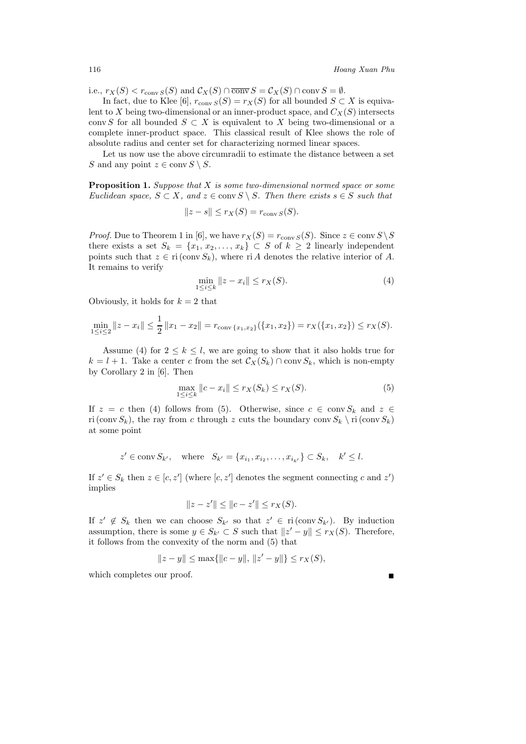i.e., $r_X(S) < r_{\operatorname{conv} S}(S)$ and $\mathcal{C}_X(S) \cap \overline{\operatorname{conv}}\, S = \mathcal{C}_X(S) \cap \operatorname{conv} S = \emptyset$.

In fact, due to Klee [6], $r_{\operatorname{conv} S}(S) = r_X(S)$ for all bounded $S \subset X$ is equivalent to $X$ being two-dimensional or an inner-product space, and $C_X(S)$ intersects $\operatorname{conv} S$ for all bounded $S \subset X$ is equivalent to $X$ being two-dimensional or a complete inner-product space. This classical result of Klee shows the role of absolute radius and center set for characterizing normed linear spaces.

Let us now use the above circumradii to estimate the distance between a set $S$ and any point $z \in \operatorname{conv} S \setminus S$.

**Proposition 1.** *Suppose that $X$ is some two-dimensional normed space or some Euclidean space, $S \subset X$, and $z \in \operatorname{conv} S \setminus S$. Then there exists $s \in S$ such that*

$$\|z - s\| \le r_X(S) = r_{\operatorname{conv} S}(S).$$

*Proof.* Due to Theorem 1 in [6], we have $r_X(S) = r_{\operatorname{conv} S}(S)$. Since $z \in \operatorname{conv} S \setminus S$ there exists a set $S_k = \{x_1, x_2, \dots, x_k\} \subset S$ of $k \ge 2$ linearly independent points such that $z \in \operatorname{ri}(\operatorname{conv} S_k)$, where $\operatorname{ri} A$ denotes the relative interior of $A$. It remains to verify

$$\min_{1 \le i \le k} \|z - x_i\| \le r_X(S). \tag{4}$$

Obviously, it holds for $k = 2$ that

$$\min_{1 \le i \le 2} \|z - x_i\| \le \frac{1}{2}\|x_1 - x_2\| = r_{\operatorname{conv}\{x_1, x_2\}}(\{x_1, x_2\}) = r_X(\{x_1, x_2\}) \le r_X(S).$$

Assume (4) for $2 \le k \le l$, we are going to show that it also holds true for $k = l + 1$. Take a center $c$ from the set $\mathcal{C}_X(S_k) \cap \operatorname{conv} S_k$, which is non-empty by Corollary 2 in [6]. Then

$$\max_{1 \le i \le k} \|c - x_i\| \le r_X(S_k) \le r_X(S). \tag{5}$$

If $z = c$ then (4) follows from (5). Otherwise, since $c \in \operatorname{conv} S_k$ and $z \in \operatorname{ri}(\operatorname{conv} S_k)$, the ray from $c$ through $z$ cuts the boundary $\operatorname{conv} S_k \setminus \operatorname{ri}(\operatorname{conv} S_k)$ at some point

$$z' \in \operatorname{conv} S_{k'}, \quad \text{where} \quad S_{k'} = \{x_{i_1}, x_{i_2}, \dots, x_{i_{k'}}\} \subset S_k, \quad k' \le l.$$

If $z' \in S_k$ then $z \in [c, z']$ (where $[c, z']$ denotes the segment connecting $c$ and $z'$) implies

$$\|z - z'\| \le \|c - z'\| \le r_X(S).$$

If $z' \notin S_k$ then we can choose $S_{k'}$ so that $z' \in \operatorname{ri}(\operatorname{conv} S_{k'})$. By induction assumption, there is some $y \in S_{k'} \subset S$ such that $\|z' - y\| \le r_X(S)$. Therefore, it follows from the convexity of the norm and (5) that

$$\|z - y\| \le \max\{\|c - y\|, \|z' - y\|\} \le r_X(S),$$

which completes our proof. ∎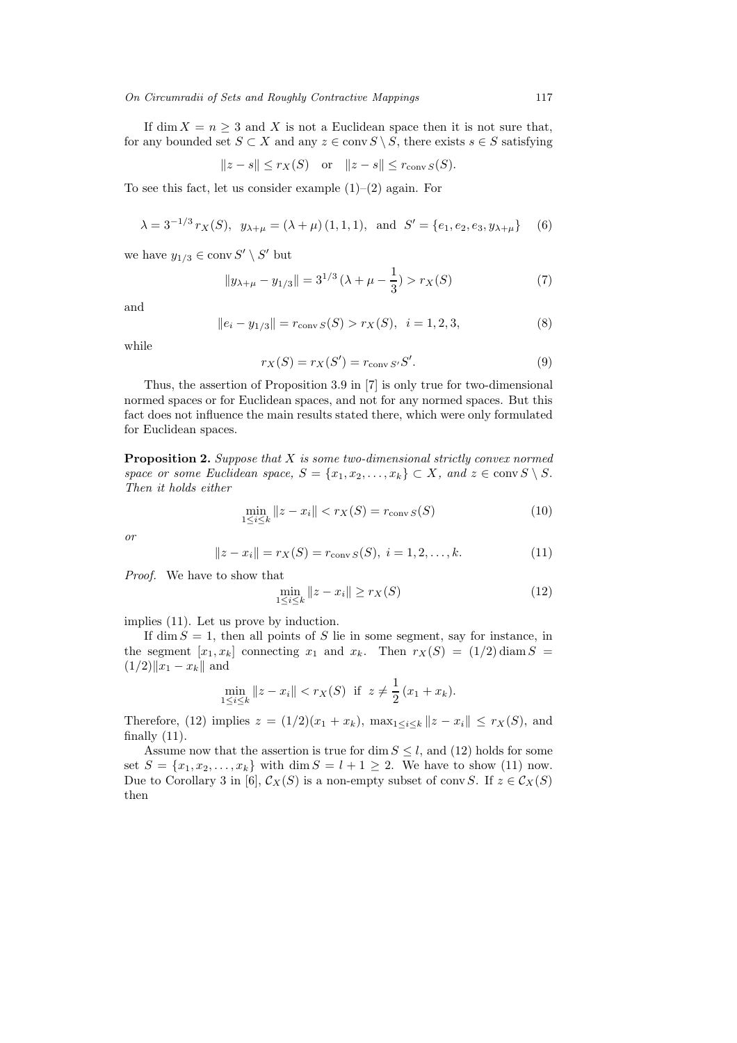If $\dim X = n \geq 3$ and $X$ is not a Euclidean space then it is not sure that, for any bounded set $S \subset X$ and any $z \in \operatorname{conv} S \setminus S$, there exists $s \in S$ satisfying

$$\|z - s\| \leq r_X(S) \quad \text{or} \quad \|z - s\| \leq r_{\operatorname{conv} S}(S).$$

To see this fact, let us consider example (1)–(2) again. For

$$\lambda = 3^{-1/3}\, r_X(S), \;\; y_{\lambda+\mu} = (\lambda + \mu)\,(1,1,1), \;\; \text{and} \;\; S' = \{e_1, e_2, e_3, y_{\lambda+\mu}\} \tag{6}$$

we have $y_{1/3} \in \operatorname{conv} S' \setminus S'$ but

$$\|y_{\lambda+\mu} - y_{1/3}\| = 3^{1/3}\,(\lambda + \mu - \frac{1}{3}) > r_X(S) \tag{7}$$

and

$$\|e_i - y_{1/3}\| = r_{\operatorname{conv} S}(S) > r_X(S), \;\; i = 1, 2, 3, \tag{8}$$

while

$$r_X(S) = r_X(S') = r_{\operatorname{conv} S'} S'. \tag{9}$$

Thus, the assertion of Proposition 3.9 in [7] is only true for two-dimensional normed spaces or for Euclidean spaces, and not for any normed spaces. But this fact does not influence the main results stated there, which were only formulated for Euclidean spaces.

**Proposition 2.** *Suppose that $X$ is some two-dimensional strictly convex normed space or some Euclidean space, $S = \{x_1, x_2, \ldots, x_k\} \subset X$, and $z \in \operatorname{conv} S \setminus S$. Then it holds either*

$$\min_{1 \leq i \leq k} \|z - x_i\| < r_X(S) = r_{\operatorname{conv} S}(S) \tag{10}$$

*or*

$$\|z - x_i\| = r_X(S) = r_{\operatorname{conv} S}(S), \; i = 1, 2, \ldots, k. \tag{11}$$

*Proof.* We have to show that

$$\min_{1 \leq i \leq k} \|z - x_i\| \geq r_X(S) \tag{12}$$

implies (11). Let us prove by induction.

If $\dim S = 1$, then all points of $S$ lie in some segment, say for instance, in the segment $[x_1, x_k]$ connecting $x_1$ and $x_k$. Then $r_X(S) = (1/2) \operatorname{diam} S = (1/2)\|x_1 - x_k\|$ and

$$\min_{1 \leq i \leq k} \|z - x_i\| < r_X(S) \;\; \text{if} \;\; z \neq \frac{1}{2}\,(x_1 + x_k).$$

Therefore, (12) implies $z = (1/2)(x_1 + x_k)$, $\max_{1 \leq i \leq k} \|z - x_i\| \leq r_X(S)$, and finally (11).

Assume now that the assertion is true for $\dim S \leq l$, and (12) holds for some set $S = \{x_1, x_2, \ldots, x_k\}$ with $\dim S = l + 1 \geq 2$. We have to show (11) now. Due to Corollary 3 in [6], $\mathcal{C}_X(S)$ is a non-empty subset of $\operatorname{conv} S$. If $z \in \mathcal{C}_X(S)$ then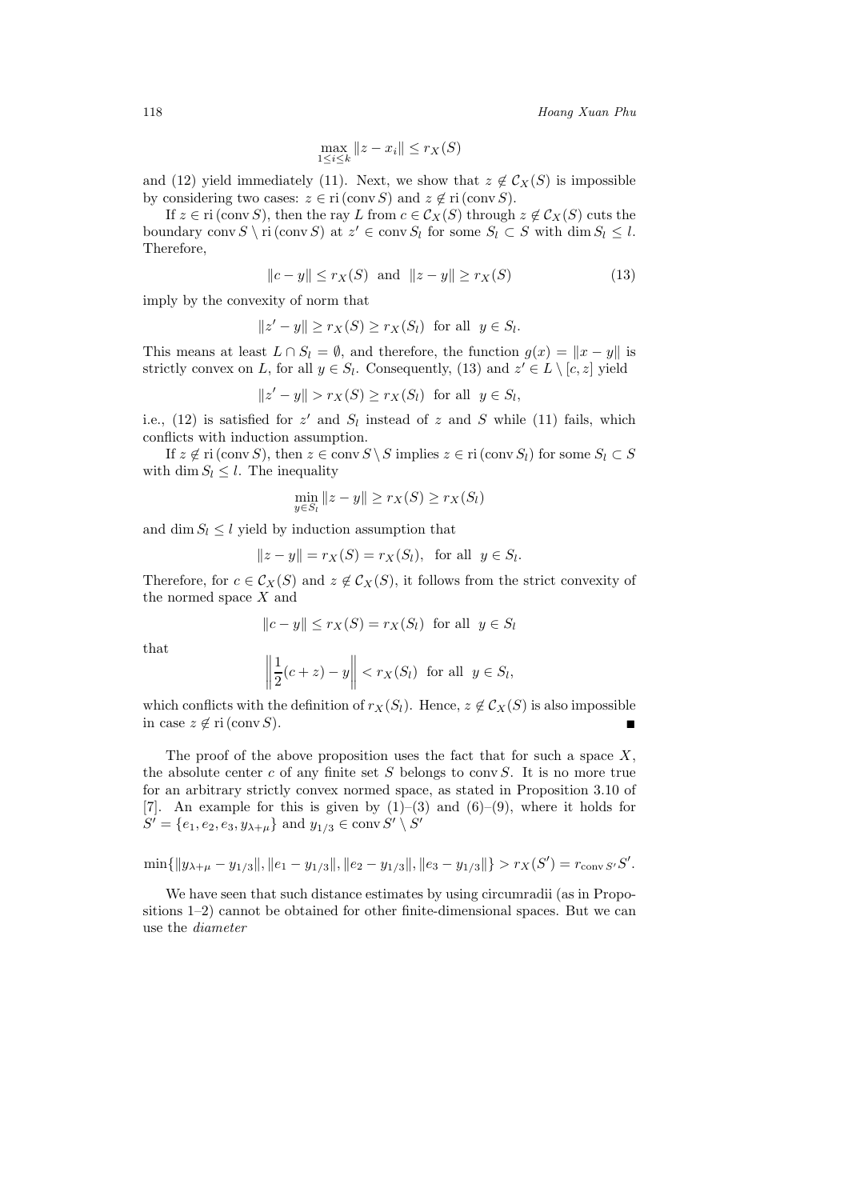$$\max_{1\le i\le k} \|z - x_i\| \le r_X(S)$$

and (12) yield immediately (11). Next, we show that $z \notin \mathcal{C}_X(S)$ is impossible by considering two cases: $z \in \mathrm{ri}\,(\mathrm{conv}\, S)$ and $z \notin \mathrm{ri}\,(\mathrm{conv}\, S)$.

If $z \in \mathrm{ri}\,(\mathrm{conv}\, S)$, then the ray $L$ from $c \in \mathcal{C}_X(S)$ through $z \notin \mathcal{C}_X(S)$ cuts the boundary $\mathrm{conv}\, S \setminus \mathrm{ri}\,(\mathrm{conv}\, S)$ at $z' \in \mathrm{conv}\, S_l$ for some $S_l \subset S$ with $\dim S_l \le l$. Therefore,

$$\|c - y\| \le r_X(S) \quad \text{and} \quad \|z - y\| \ge r_X(S) \tag{13}$$

imply by the convexity of norm that

$$\|z' - y\| \ge r_X(S) \ge r_X(S_l) \quad \text{for all} \quad y \in S_l.$$

This means at least $L \cap S_l = \emptyset$, and therefore, the function $g(x) = \|x - y\|$ is strictly convex on $L$, for all $y \in S_l$. Consequently, (13) and $z' \in L \setminus [c, z]$ yield

$$\|z' - y\| > r_X(S) \ge r_X(S_l) \quad \text{for all} \quad y \in S_l,$$

i.e., (12) is satisfied for $z'$ and $S_l$ instead of $z$ and $S$ while (11) fails, which conflicts with induction assumption.

If $z \notin \mathrm{ri}\,(\mathrm{conv}\, S)$, then $z \in \mathrm{conv}\, S \setminus S$ implies $z \in \mathrm{ri}\,(\mathrm{conv}\, S_l)$ for some $S_l \subset S$ with $\dim S_l \le l$. The inequality

$$\min_{y \in S_l} \|z - y\| \ge r_X(S) \ge r_X(S_l)$$

and $\dim S_l \le l$ yield by induction assumption that

$$\|z - y\| = r_X(S) = r_X(S_l), \quad \text{for all} \quad y \in S_l.$$

Therefore, for $c \in \mathcal{C}_X(S)$ and $z \notin \mathcal{C}_X(S)$, it follows from the strict convexity of the normed space $X$ and

$$\|c - y\| \le r_X(S) = r_X(S_l) \quad \text{for all} \quad y \in S_l$$

that

$$\left\| \frac{1}{2}(c + z) - y \right\| < r_X(S_l) \quad \text{for all} \quad y \in S_l,$$

which conflicts with the definition of $r_X(S_l)$. Hence, $z \notin \mathcal{C}_X(S)$ is also impossible in case $z \notin \mathrm{ri}\,(\mathrm{conv}\, S)$. ∎

The proof of the above proposition uses the fact that for such a space $X$, the absolute center $c$ of any finite set $S$ belongs to $\mathrm{conv}\, S$. It is no more true for an arbitrary strictly convex normed space, as stated in Proposition 3.10 of [7]. An example for this is given by (1)–(3) and (6)–(9), where it holds for $S' = \{e_1, e_2, e_3, y_{\lambda+\mu}\}$ and $y_{1/3} \in \mathrm{conv}\, S' \setminus S'$

$$\min\{\|y_{\lambda+\mu} - y_{1/3}\|, \|e_1 - y_{1/3}\|, \|e_2 - y_{1/3}\|, \|e_3 - y_{1/3}\|\} > r_X(S') = r_{\mathrm{conv}\, S'} S'.$$

We have seen that such distance estimates by using circumradii (as in Propositions 1–2) cannot be obtained for other finite-dimensional spaces. But we can use the *diameter*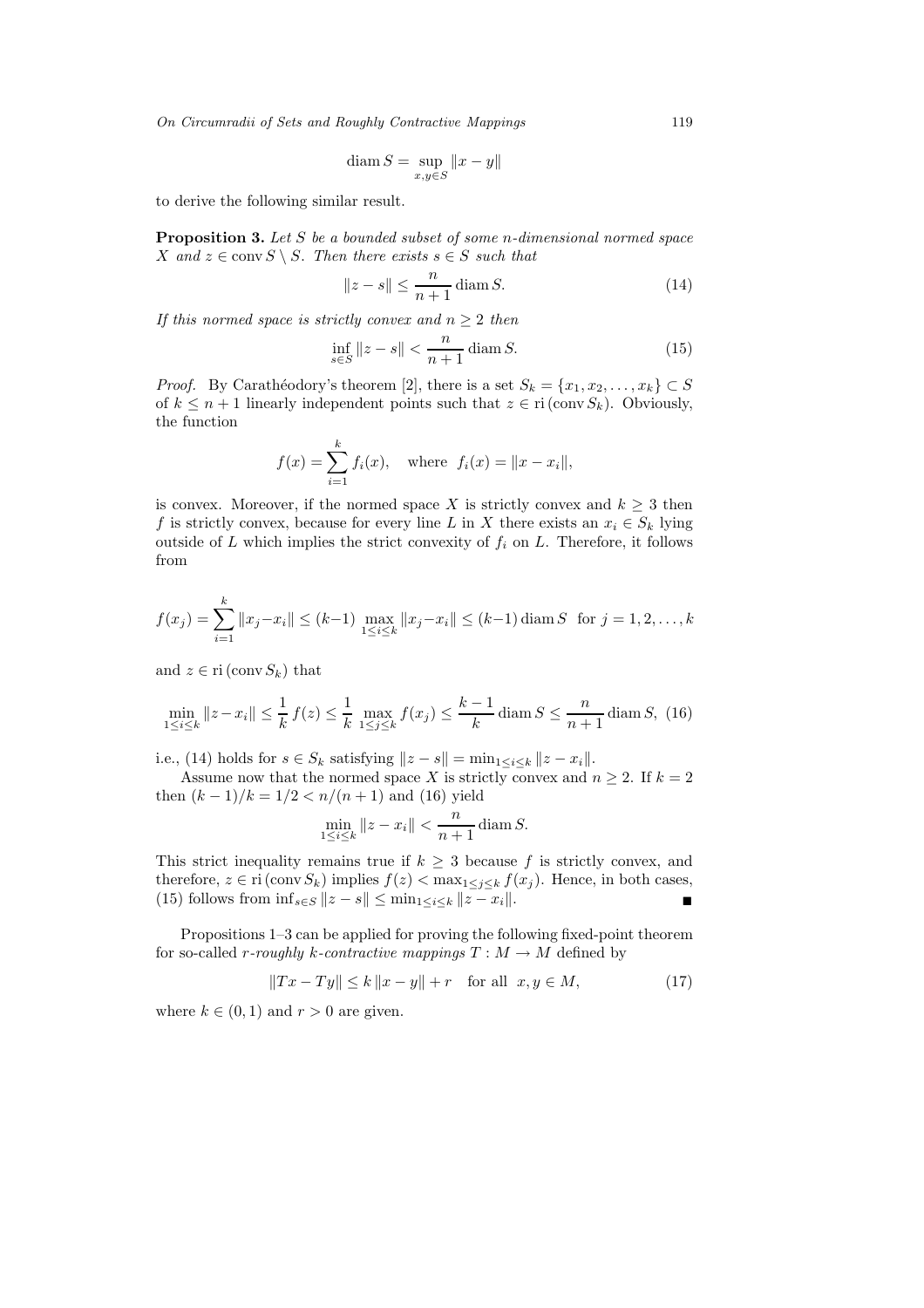$$\operatorname{diam} S = \sup_{x,y \in S} \|x - y\|$$

to derive the following similar result.

**Proposition 3.** *Let $S$ be a bounded subset of some $n$-dimensional normed space $X$ and $z \in \operatorname{conv} S \setminus S$. Then there exists $s \in S$ such that*

$$\|z - s\| \leq \frac{n}{n+1} \operatorname{diam} S. \tag{14}$$

*If this normed space is strictly convex and $n \geq 2$ then*

$$\inf_{s \in S} \|z - s\| < \frac{n}{n+1} \operatorname{diam} S. \tag{15}$$

*Proof.* By Carathéodory's theorem [2], there is a set $S_k = \{x_1, x_2, \ldots, x_k\} \subset S$ of $k \leq n+1$ linearly independent points such that $z \in \operatorname{ri}(\operatorname{conv} S_k)$. Obviously, the function

$$f(x) = \sum_{i=1}^{k} f_i(x), \quad \text{where} \quad f_i(x) = \|x - x_i\|,$$

is convex. Moreover, if the normed space $X$ is strictly convex and $k \geq 3$ then $f$ is strictly convex, because for every line $L$ in $X$ there exists an $x_i \in S_k$ lying outside of $L$ which implies the strict convexity of $f_i$ on $L$. Therefore, it follows from

$$f(x_j) = \sum_{i=1}^{k} \|x_j - x_i\| \leq (k-1) \max_{1 \leq i \leq k} \|x_j - x_i\| \leq (k-1) \operatorname{diam} S \quad \text{for } j = 1, 2, \ldots, k$$

and $z \in \operatorname{ri}(\operatorname{conv} S_k)$ that

$$\min_{1 \leq i \leq k} \|z - x_i\| \leq \frac{1}{k} f(z) \leq \frac{1}{k} \max_{1 \leq j \leq k} f(x_j) \leq \frac{k-1}{k} \operatorname{diam} S \leq \frac{n}{n+1} \operatorname{diam} S, \tag{16}$$

i.e., (14) holds for $s \in S_k$ satisfying $\|z - s\| = \min_{1 \leq i \leq k} \|z - x_i\|$.

Assume now that the normed space $X$ is strictly convex and $n \geq 2$. If $k = 2$ then $(k-1)/k = 1/2 < n/(n+1)$ and (16) yield

$$\min_{1 \leq i \leq k} \|z - x_i\| < \frac{n}{n+1} \operatorname{diam} S.$$

This strict inequality remains true if $k \geq 3$ because $f$ is strictly convex, and therefore, $z \in \operatorname{ri}(\operatorname{conv} S_k)$ implies $f(z) < \max_{1 \leq j \leq k} f(x_j)$. Hence, in both cases, (15) follows from $\inf_{s \in S} \|z - s\| \leq \min_{1 \leq i \leq k} \|z - x_i\|$. ∎

Propositions 1–3 can be applied for proving the following fixed-point theorem for so-called *$r$-roughly $k$-contractive mappings* $T : M \to M$ defined by

$$\|Tx - Ty\| \leq k \|x - y\| + r \quad \text{for all } \; x, y \in M, \tag{17}$$

where $k \in (0, 1)$ and $r > 0$ are given.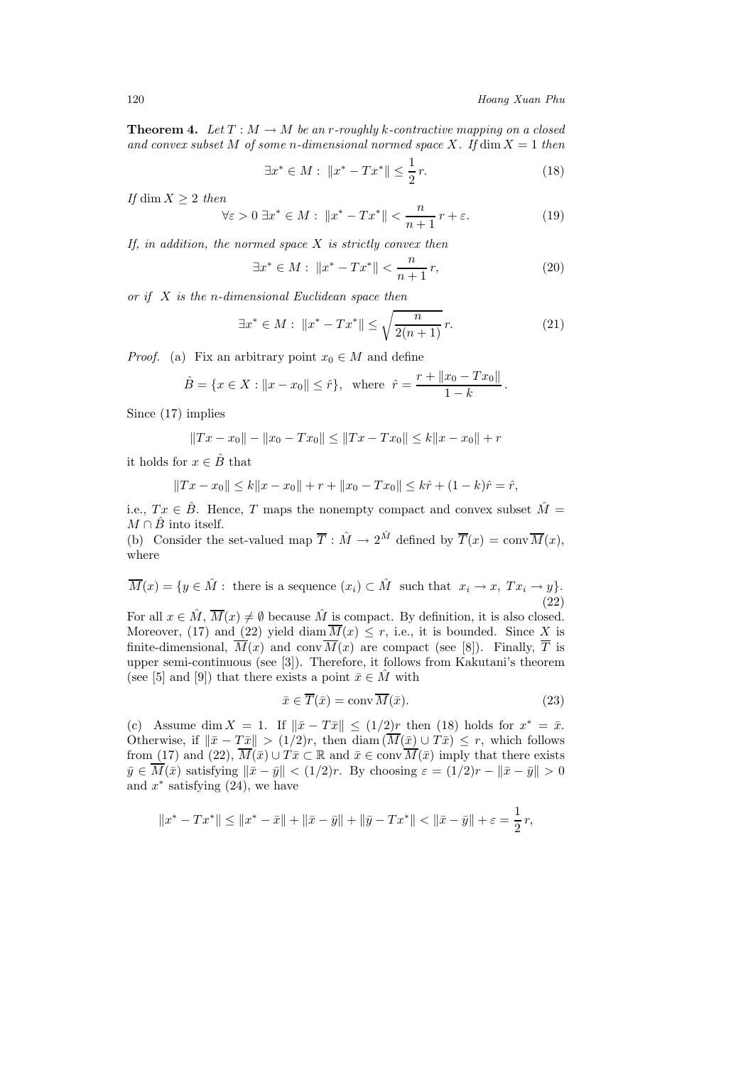**Theorem 4.** *Let $T : M \to M$ be an $r$-roughly $k$-contractive mapping on a closed and convex subset $M$ of some $n$-dimensional normed space $X$. If $\dim X = 1$ then*

$$\exists x^* \in M : \ \|x^* - Tx^*\| \le \frac{1}{2}\, r. \tag{18}$$

*If $\dim X \ge 2$ then*

$$\forall \varepsilon > 0 \ \exists x^* \in M : \ \|x^* - Tx^*\| < \frac{n}{n+1}\, r + \varepsilon. \tag{19}$$

*If, in addition, the normed space $X$ is strictly convex then*

$$\exists x^* \in M : \ \|x^* - Tx^*\| < \frac{n}{n+1}\, r, \tag{20}$$

*or if $X$ is the $n$-dimensional Euclidean space then*

$$\exists x^* \in M : \ \|x^* - Tx^*\| \le \sqrt{\frac{n}{2(n+1)}}\, r. \tag{21}$$

*Proof.* (a) Fix an arbitrary point $x_0 \in M$ and define

$$\hat{B} = \{x \in X : \|x - x_0\| \le \hat{r}\}, \quad \text{where} \ \ \hat{r} = \frac{r + \|x_0 - Tx_0\|}{1 - k}.$$

Since (17) implies

$$\|Tx - x_0\| - \|x_0 - Tx_0\| \le \|Tx - Tx_0\| \le k\|x - x_0\| + r$$

it holds for $x \in \hat{B}$ that

$$\|Tx - x_0\| \le k\|x - x_0\| + r + \|x_0 - Tx_0\| \le k\hat{r} + (1-k)\hat{r} = \hat{r},$$

i.e., $Tx \in \hat{B}$. Hence, $T$ maps the nonempty compact and convex subset $\hat{M} = M \cap \hat{B}$ into itself.

(b) Consider the set-valued map $\overline{T} : \hat{M} \to 2^{\hat{M}}$ defined by $\overline{T}(x) = \operatorname{conv} \overline{M}(x)$, where

$$\overline{M}(x) = \{y \in \hat{M} : \ \text{there is a sequence} \ (x_i) \subset \hat{M} \ \ \text{such that} \ \ x_i \to x, \ Tx_i \to y\}. \tag{22}$$

For all $x \in \hat{M}$, $\overline{M}(x) \neq \emptyset$ because $\hat{M}$ is compact. By definition, it is also closed. Moreover, (17) and (22) yield $\operatorname{diam} \overline{M}(x) \le r$, i.e., it is bounded. Since $X$ is finite-dimensional, $\overline{M}(x)$ and $\operatorname{conv} \overline{M}(x)$ are compact (see [8]). Finally, $\overline{T}$ is upper semi-continuous (see [3]). Therefore, it follows from Kakutani's theorem (see [5] and [9]) that there exists a point $\bar{x} \in \hat{M}$ with

$$\bar{x} \in \overline{T}(\bar{x}) = \operatorname{conv} \overline{M}(\bar{x}). \tag{23}$$

(c) Assume $\dim X = 1$. If $\|\bar{x} - T\bar{x}\| \le (1/2)r$ then (18) holds for $x^* = \bar{x}$. Otherwise, if $\|\bar{x} - T\bar{x}\| > (1/2)r$, then $\operatorname{diam}(\overline{M}(\bar{x}) \cup T\bar{x}) \le r$, which follows from (17) and (22), $\overline{M}(\bar{x}) \cup T\bar{x} \subset \mathbb{R}$ and $\bar{x} \in \operatorname{conv} \overline{M}(\bar{x})$ imply that there exists $\bar{y} \in \overline{M}(\bar{x})$ satisfying $\|\bar{x} - \bar{y}\| < (1/2)r$. By choosing $\varepsilon = (1/2)r - \|\bar{x} - \bar{y}\| > 0$ and $x^*$ satisfying (24), we have

$$\|x^* - Tx^*\| \le \|x^* - \bar{x}\| + \|\bar{x} - \bar{y}\| + \|\bar{y} - Tx^*\| < \|\bar{x} - \bar{y}\| + \varepsilon = \frac{1}{2}\, r,$$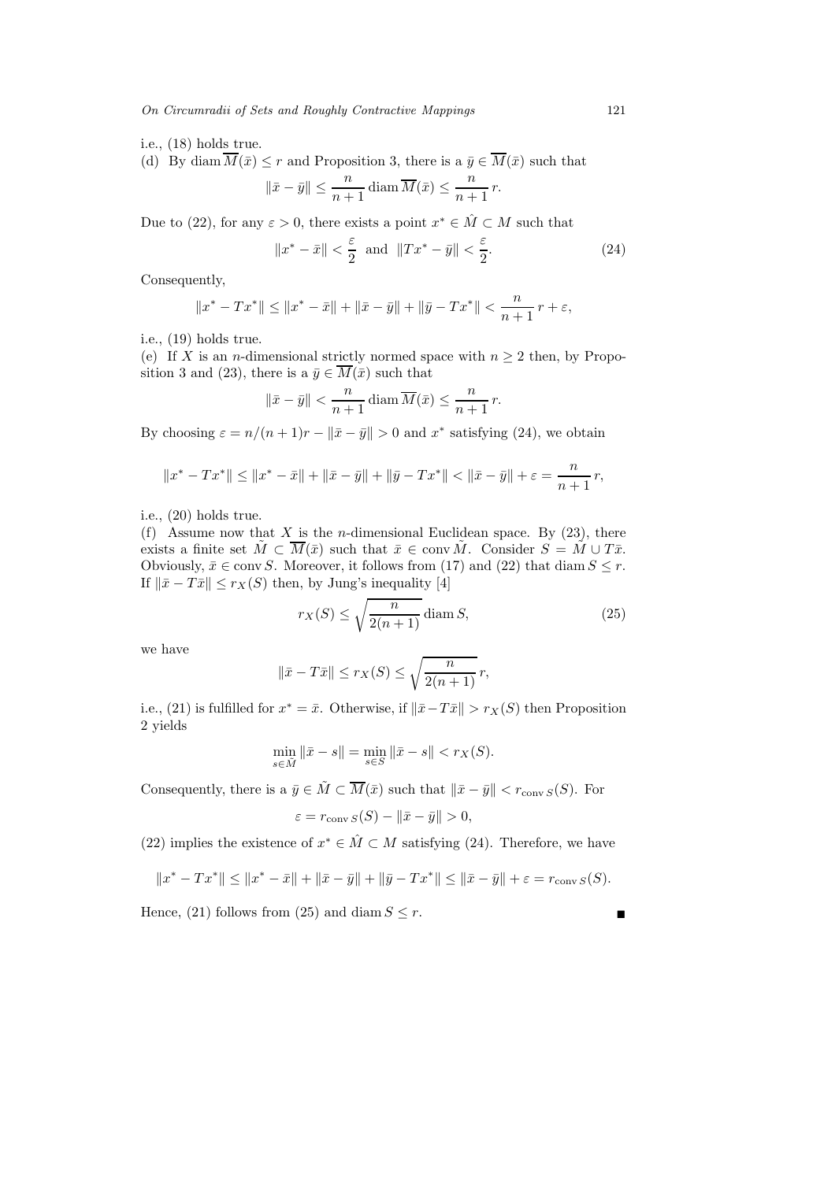i.e., (18) holds true.

(d) By $\operatorname{diam} \overline{M}(\bar{x}) \le r$ and Proposition 3, there is a $\bar{y} \in \overline{M}(\bar{x})$ such that

$$\|\bar{x} - \bar{y}\| \le \frac{n}{n+1} \operatorname{diam} \overline{M}(\bar{x}) \le \frac{n}{n+1}\, r.$$

Due to (22), for any $\varepsilon > 0$, there exists a point $x^* \in \hat{M} \subset M$ such that

$$\|x^* - \bar{x}\| < \frac{\varepsilon}{2} \ \text{ and } \ \|Tx^* - \bar{y}\| < \frac{\varepsilon}{2}. \tag{24}$$

Consequently,

$$\|x^* - Tx^*\| \le \|x^* - \bar{x}\| + \|\bar{x} - \bar{y}\| + \|\bar{y} - Tx^*\| < \frac{n}{n+1}\, r + \varepsilon,$$

i.e., (19) holds true.

(e) If $X$ is an $n$-dimensional strictly normed space with $n \ge 2$ then, by Proposition 3 and (23), there is a $\bar{y} \in \overline{M}(\bar{x})$ such that

$$\|\bar{x} - \bar{y}\| < \frac{n}{n+1} \operatorname{diam} \overline{M}(\bar{x}) \le \frac{n}{n+1}\, r.$$

By choosing $\varepsilon = n/(n+1)r - \|\bar{x} - \bar{y}\| > 0$ and $x^*$ satisfying (24), we obtain

$$\|x^* - Tx^*\| \le \|x^* - \bar{x}\| + \|\bar{x} - \bar{y}\| + \|\bar{y} - Tx^*\| < \|\bar{x} - \bar{y}\| + \varepsilon = \frac{n}{n+1}\, r,$$

i.e., (20) holds true.

(f) Assume now that $X$ is the $n$-dimensional Euclidean space. By (23), there exists a finite set $\tilde{M} \subset \overline{M}(\bar{x})$ such that $\bar{x} \in \operatorname{conv} \tilde{M}$. Consider $S = \tilde{M} \cup T\bar{x}$. Obviously, $\bar{x} \in \operatorname{conv} S$. Moreover, it follows from (17) and (22) that $\operatorname{diam} S \le r$. If $\|\bar{x} - T\bar{x}\| \le r_X(S)$ then, by Jung's inequality [4]

$$r_X(S) \le \sqrt{\frac{n}{2(n+1)}} \operatorname{diam} S, \tag{25}$$

we have

$$\|\bar{x} - T\bar{x}\| \le r_X(S) \le \sqrt{\frac{n}{2(n+1)}}\, r,$$

i.e., (21) is fulfilled for $x^* = \bar{x}$. Otherwise, if $\|\bar{x} - T\bar{x}\| > r_X(S)$ then Proposition 2 yields

$$\min_{s \in \tilde{M}} \|\bar{x} - s\| = \min_{s \in S} \|\bar{x} - s\| < r_X(S).$$

Consequently, there is a $\bar{y} \in \tilde{M} \subset \overline{M}(\bar{x})$ such that $\|\bar{x} - \bar{y}\| < r_{\operatorname{conv} S}(S)$. For

$$\varepsilon = r_{\operatorname{conv} S}(S) - \|\bar{x} - \bar{y}\| > 0,$$

(22) implies the existence of $x^* \in \hat{M} \subset M$ satisfying (24). Therefore, we have

$$\|x^* - Tx^*\| \le \|x^* - \bar{x}\| + \|\bar{x} - \bar{y}\| + \|\bar{y} - Tx^*\| \le \|\bar{x} - \bar{y}\| + \varepsilon = r_{\operatorname{conv} S}(S).$$

Hence, (21) follows from (25) and $\operatorname{diam} S \le r$. ∎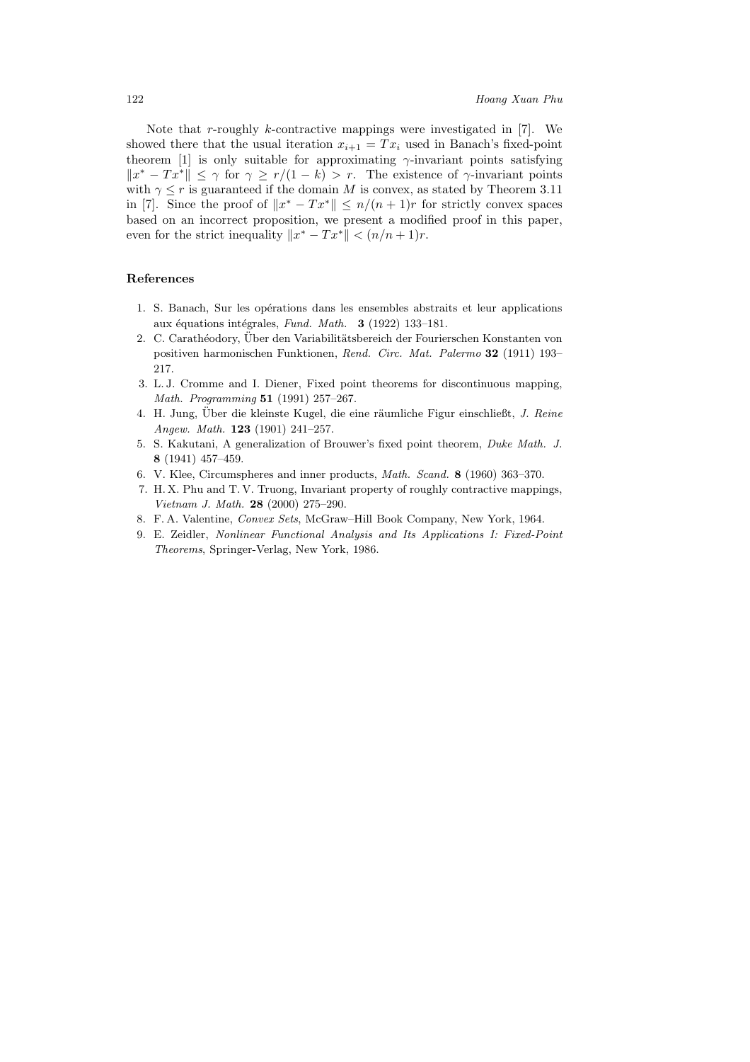Note that $r$-roughly $k$-contractive mappings were investigated in [7]. We showed there that the usual iteration $x_{i+1} = Tx_i$ used in Banach's fixed-point theorem [1] is only suitable for approximating $\gamma$-invariant points satisfying $\|x^* - Tx^*\| \le \gamma$ for $\gamma \ge r/(1-k) > r$. The existence of $\gamma$-invariant points with $\gamma \le r$ is guaranteed if the domain $M$ is convex, as stated by Theorem 3.11 in [7]. Since the proof of $\|x^* - Tx^*\| \le n/(n+1)r$ for strictly convex spaces based on an incorrect proposition, we present a modified proof in this paper, even for the strict inequality $\|x^* - Tx^*\| < (n/n+1)r$.

## References

1. S. Banach, Sur les opérations dans les ensembles abstraits et leur applications aux équations intégrales, *Fund. Math.* **3** (1922) 133–181.
2. C. Carathéodory, Über den Variabilitätsbereich der Fourierschen Konstanten von positiven harmonischen Funktionen, *Rend. Circ. Mat. Palermo* **32** (1911) 193–217.
3. L. J. Cromme and I. Diener, Fixed point theorems for discontinuous mapping, *Math. Programming* **51** (1991) 257–267.
4. H. Jung, Über die kleinste Kugel, die eine räumliche Figur einschließt, *J. Reine Angew. Math.* **123** (1901) 241–257.
5. S. Kakutani, A generalization of Brouwer's fixed point theorem, *Duke Math. J.* **8** (1941) 457–459.
6. V. Klee, Circumspheres and inner products, *Math. Scand.* **8** (1960) 363–370.
7. H. X. Phu and T. V. Truong, Invariant property of roughly contractive mappings, *Vietnam J. Math.* **28** (2000) 275–290.
8. F. A. Valentine, *Convex Sets*, McGraw–Hill Book Company, New York, 1964.
9. E. Zeidler, *Nonlinear Functional Analysis and Its Applications I: Fixed-Point Theorems*, Springer-Verlag, New York, 1986.